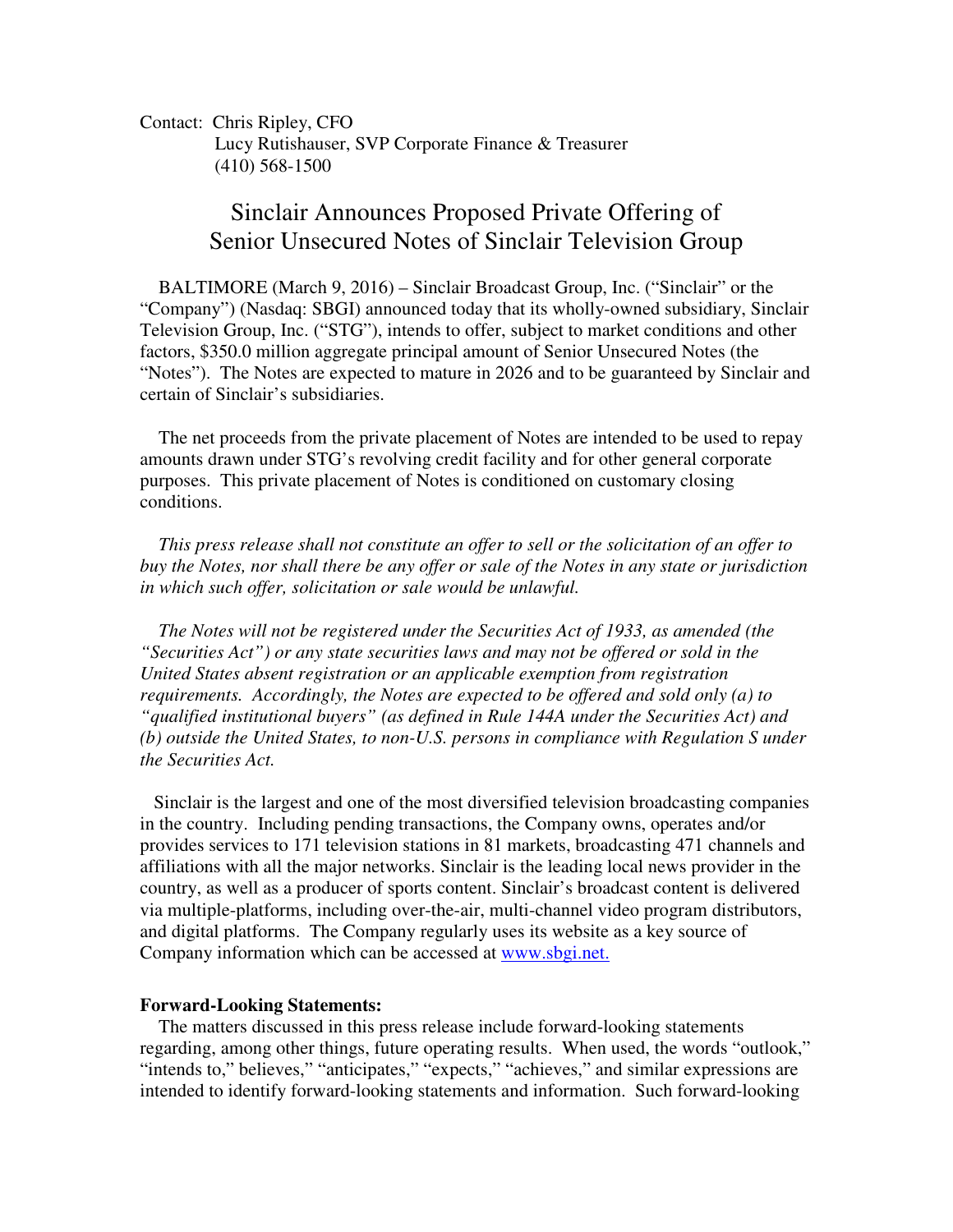Contact: Chris Ripley, CFO
Lucy Rutishauser, SVP Corporate Finance & Treasurer
(410) 568-1500

# Sinclair Announces Proposed Private Offering of Senior Unsecured Notes of Sinclair Television Group

BALTIMORE (March 9, 2016) – Sinclair Broadcast Group, Inc. ("Sinclair" or the "Company") (Nasdaq: SBGI) announced today that its wholly-owned subsidiary, Sinclair Television Group, Inc. ("STG"), intends to offer, subject to market conditions and other factors, $350.0 million aggregate principal amount of Senior Unsecured Notes (the "Notes"). The Notes are expected to mature in 2026 and to be guaranteed by Sinclair and certain of Sinclair's subsidiaries.

The net proceeds from the private placement of Notes are intended to be used to repay amounts drawn under STG's revolving credit facility and for other general corporate purposes. This private placement of Notes is conditioned on customary closing conditions.

*This press release shall not constitute an offer to sell or the solicitation of an offer to buy the Notes, nor shall there be any offer or sale of the Notes in any state or jurisdiction in which such offer, solicitation or sale would be unlawful.*

*The Notes will not be registered under the Securities Act of 1933, as amended (the "Securities Act") or any state securities laws and may not be offered or sold in the United States absent registration or an applicable exemption from registration requirements. Accordingly, the Notes are expected to be offered and sold only (a) to "qualified institutional buyers" (as defined in Rule 144A under the Securities Act) and (b) outside the United States, to non-U.S. persons in compliance with Regulation S under the Securities Act.*

Sinclair is the largest and one of the most diversified television broadcasting companies in the country. Including pending transactions, the Company owns, operates and/or provides services to 171 television stations in 81 markets, broadcasting 471 channels and affiliations with all the major networks. Sinclair is the leading local news provider in the country, as well as a producer of sports content. Sinclair's broadcast content is delivered via multiple-platforms, including over-the-air, multi-channel video program distributors, and digital platforms. The Company regularly uses its website as a key source of Company information which can be accessed at www.sbgi.net.

**Forward-Looking Statements:**

The matters discussed in this press release include forward-looking statements regarding, among other things, future operating results. When used, the words "outlook," "intends to," believes," "anticipates," "expects," "achieves," and similar expressions are intended to identify forward-looking statements and information. Such forward-looking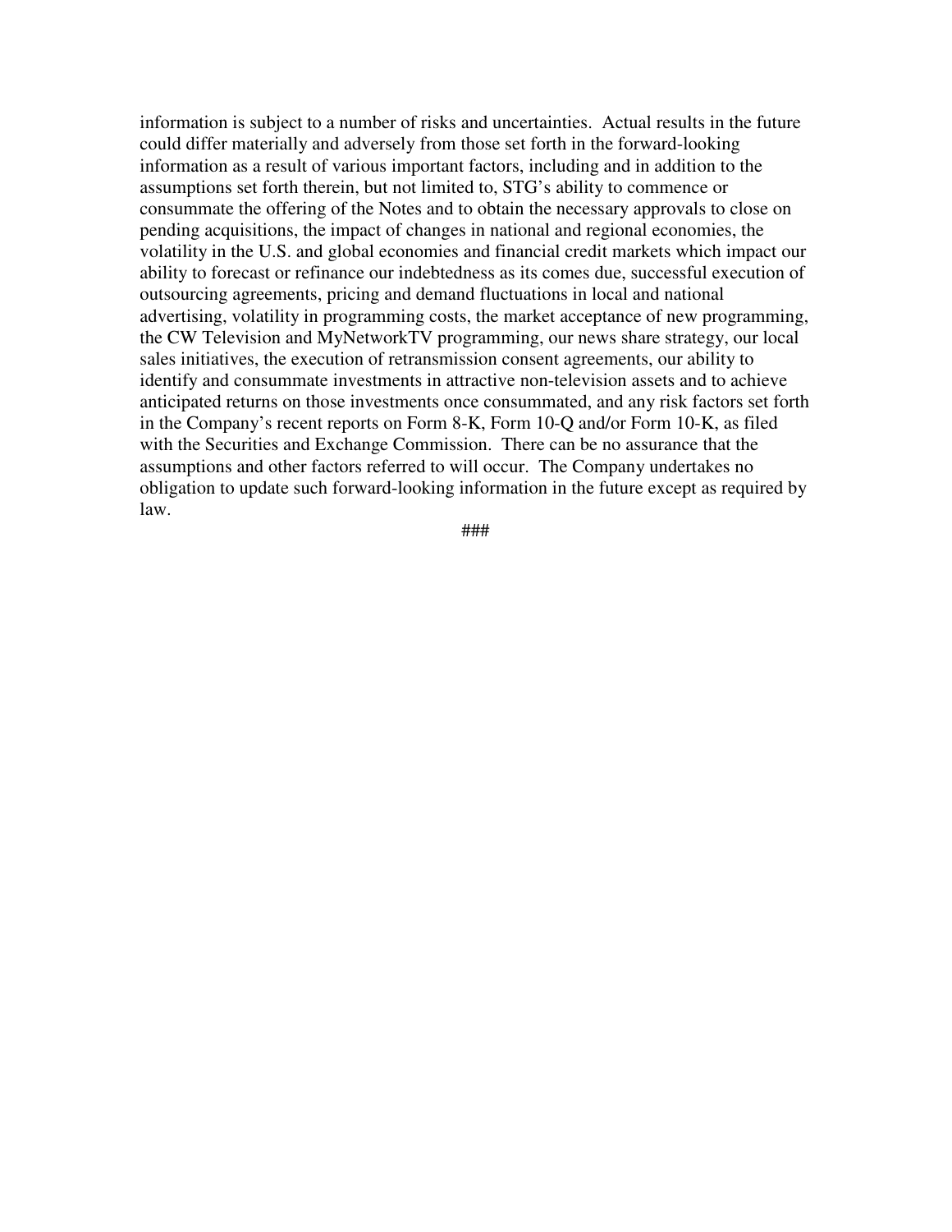information is subject to a number of risks and uncertainties. Actual results in the future could differ materially and adversely from those set forth in the forward-looking information as a result of various important factors, including and in addition to the assumptions set forth therein, but not limited to, STG's ability to commence or consummate the offering of the Notes and to obtain the necessary approvals to close on pending acquisitions, the impact of changes in national and regional economies, the volatility in the U.S. and global economies and financial credit markets which impact our ability to forecast or refinance our indebtedness as its comes due, successful execution of outsourcing agreements, pricing and demand fluctuations in local and national advertising, volatility in programming costs, the market acceptance of new programming, the CW Television and MyNetworkTV programming, our news share strategy, our local sales initiatives, the execution of retransmission consent agreements, our ability to identify and consummate investments in attractive non-television assets and to achieve anticipated returns on those investments once consummated, and any risk factors set forth in the Company's recent reports on Form 8-K, Form 10-Q and/or Form 10-K, as filed with the Securities and Exchange Commission. There can be no assurance that the assumptions and other factors referred to will occur. The Company undertakes no obligation to update such forward-looking information in the future except as required by law.

###